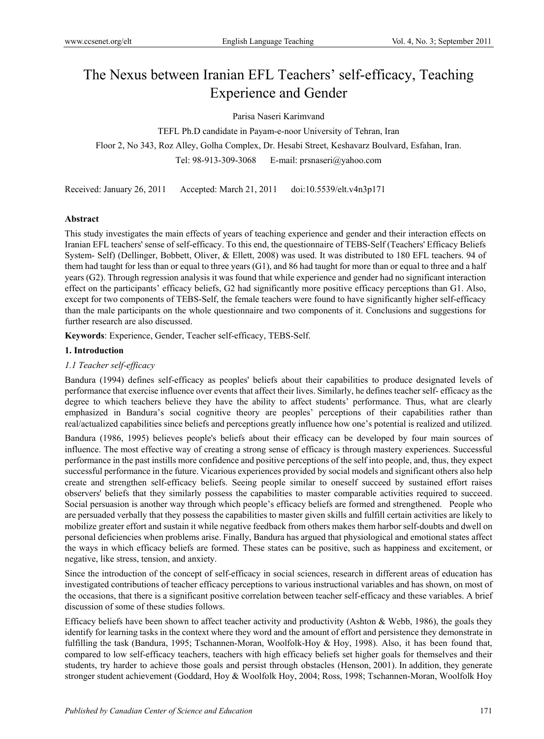# The Nexus between Iranian EFL Teachers' self-efficacy, Teaching Experience and Gender

Parisa Naseri Karimvand

TEFL Ph.D candidate in Payam-e-noor University of Tehran, Iran

Floor 2, No 343, Roz Alley, Golha Complex, Dr. Hesabi Street, Keshavarz Boulvard, Esfahan, Iran.

Tel: 98-913-309-3068  E-mail: prsnaseri@yahoo.com

Received: January 26, 2011  Accepted: March 21, 2011  doi:10.5539/elt.v4n3p171

**Abstract**

This study investigates the main effects of years of teaching experience and gender and their interaction effects on Iranian EFL teachers' sense of self-efficacy. To this end, the questionnaire of TEBS-Self (Teachers' Efficacy Beliefs System- Self) (Dellinger, Bobbett, Oliver, & Ellett, 2008) was used. It was distributed to 180 EFL teachers. 94 of them had taught for less than or equal to three years (G1), and 86 had taught for more than or equal to three and a half years (G2). Through regression analysis it was found that while experience and gender had no significant interaction effect on the participants' efficacy beliefs, G2 had significantly more positive efficacy perceptions than G1. Also, except for two components of TEBS-Self, the female teachers were found to have significantly higher self-efficacy than the male participants on the whole questionnaire and two components of it. Conclusions and suggestions for further research are also discussed.

**Keywords**: Experience, Gender, Teacher self-efficacy, TEBS-Self.

## 1. Introduction

### *1.1 Teacher self-efficacy*

Bandura (1994) defines self-efficacy as peoples' beliefs about their capabilities to produce designated levels of performance that exercise influence over events that affect their lives. Similarly, he defines teacher self- efficacy as the degree to which teachers believe they have the ability to affect students' performance. Thus, what are clearly emphasized in Bandura's social cognitive theory are peoples' perceptions of their capabilities rather than real/actualized capabilities since beliefs and perceptions greatly influence how one's potential is realized and utilized.

Bandura (1986, 1995) believes people's beliefs about their efficacy can be developed by four main sources of influence. The most effective way of creating a strong sense of efficacy is through mastery experiences. Successful performance in the past instills more confidence and positive perceptions of the self into people, and, thus, they expect successful performance in the future. Vicarious experiences provided by social models and significant others also help create and strengthen self-efficacy beliefs. Seeing people similar to oneself succeed by sustained effort raises observers' beliefs that they similarly possess the capabilities to master comparable activities required to succeed. Social persuasion is another way through which people's efficacy beliefs are formed and strengthened. People who are persuaded verbally that they possess the capabilities to master given skills and fulfill certain activities are likely to mobilize greater effort and sustain it while negative feedback from others makes them harbor self-doubts and dwell on personal deficiencies when problems arise. Finally, Bandura has argued that physiological and emotional states affect the ways in which efficacy beliefs are formed. These states can be positive, such as happiness and excitement, or negative, like stress, tension, and anxiety.

Since the introduction of the concept of self-efficacy in social sciences, research in different areas of education has investigated contributions of teacher efficacy perceptions to various instructional variables and has shown, on most of the occasions, that there is a significant positive correlation between teacher self-efficacy and these variables. A brief discussion of some of these studies follows.

Efficacy beliefs have been shown to affect teacher activity and productivity (Ashton & Webb, 1986), the goals they identify for learning tasks in the context where they word and the amount of effort and persistence they demonstrate in fulfilling the task (Bandura, 1995; Tschannen-Moran, Woolfolk-Hoy & Hoy, 1998). Also, it has been found that, compared to low self-efficacy teachers, teachers with high efficacy beliefs set higher goals for themselves and their students, try harder to achieve those goals and persist through obstacles (Henson, 2001). In addition, they generate stronger student achievement (Goddard, Hoy & Woolfolk Hoy, 2004; Ross, 1998; Tschannen-Moran, Woolfolk Hoy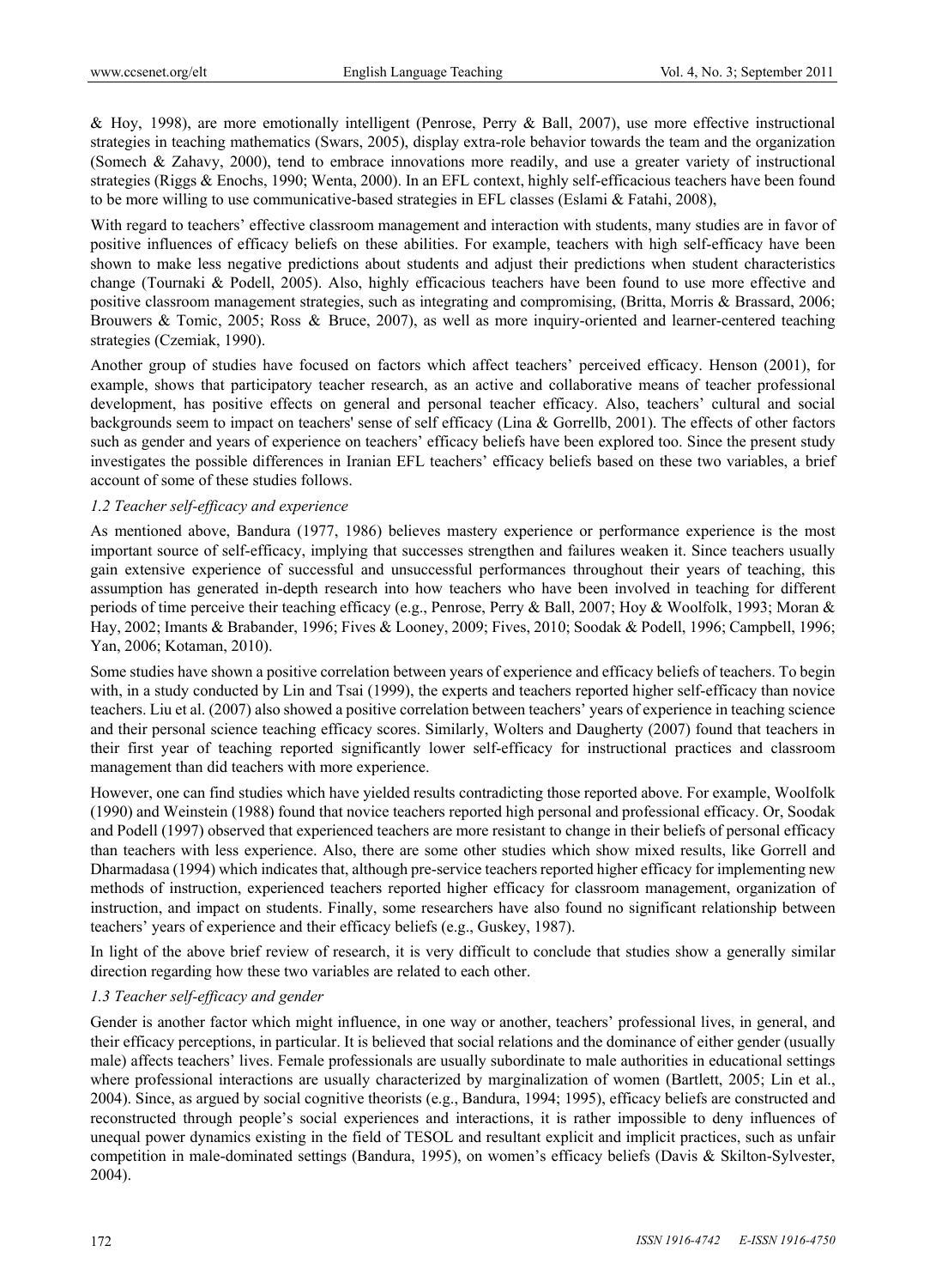& Hoy, 1998), are more emotionally intelligent (Penrose, Perry & Ball, 2007), use more effective instructional strategies in teaching mathematics (Swars, 2005), display extra-role behavior towards the team and the organization (Somech & Zahavy, 2000), tend to embrace innovations more readily, and use a greater variety of instructional strategies (Riggs & Enochs, 1990; Wenta, 2000). In an EFL context, highly self-efficacious teachers have been found to be more willing to use communicative-based strategies in EFL classes (Eslami & Fatahi, 2008),

With regard to teachers' effective classroom management and interaction with students, many studies are in favor of positive influences of efficacy beliefs on these abilities. For example, teachers with high self-efficacy have been shown to make less negative predictions about students and adjust their predictions when student characteristics change (Tournaki & Podell, 2005). Also, highly efficacious teachers have been found to use more effective and positive classroom management strategies, such as integrating and compromising, (Britta, Morris & Brassard, 2006; Brouwers & Tomic, 2005; Ross & Bruce, 2007), as well as more inquiry-oriented and learner-centered teaching strategies (Czemiak, 1990).

Another group of studies have focused on factors which affect teachers' perceived efficacy. Henson (2001), for example, shows that participatory teacher research, as an active and collaborative means of teacher professional development, has positive effects on general and personal teacher efficacy. Also, teachers' cultural and social backgrounds seem to impact on teachers' sense of self efficacy (Lina & Gorrellb, 2001). The effects of other factors such as gender and years of experience on teachers' efficacy beliefs have been explored too. Since the present study investigates the possible differences in Iranian EFL teachers' efficacy beliefs based on these two variables, a brief account of some of these studies follows.

### *1.2 Teacher self-efficacy and experience*

As mentioned above, Bandura (1977, 1986) believes mastery experience or performance experience is the most important source of self-efficacy, implying that successes strengthen and failures weaken it. Since teachers usually gain extensive experience of successful and unsuccessful performances throughout their years of teaching, this assumption has generated in-depth research into how teachers who have been involved in teaching for different periods of time perceive their teaching efficacy (e.g., Penrose, Perry & Ball, 2007; Hoy & Woolfolk, 1993; Moran & Hay, 2002; Imants & Brabander, 1996; Fives & Looney, 2009; Fives, 2010; Soodak & Podell, 1996; Campbell, 1996; Yan, 2006; Kotaman, 2010).

Some studies have shown a positive correlation between years of experience and efficacy beliefs of teachers. To begin with, in a study conducted by Lin and Tsai (1999), the experts and teachers reported higher self-efficacy than novice teachers. Liu et al. (2007) also showed a positive correlation between teachers' years of experience in teaching science and their personal science teaching efficacy scores. Similarly, Wolters and Daugherty (2007) found that teachers in their first year of teaching reported significantly lower self-efficacy for instructional practices and classroom management than did teachers with more experience.

However, one can find studies which have yielded results contradicting those reported above. For example, Woolfolk (1990) and Weinstein (1988) found that novice teachers reported high personal and professional efficacy. Or, Soodak and Podell (1997) observed that experienced teachers are more resistant to change in their beliefs of personal efficacy than teachers with less experience. Also, there are some other studies which show mixed results, like Gorrell and Dharmadasa (1994) which indicates that, although pre-service teachers reported higher efficacy for implementing new methods of instruction, experienced teachers reported higher efficacy for classroom management, organization of instruction, and impact on students. Finally, some researchers have also found no significant relationship between teachers' years of experience and their efficacy beliefs (e.g., Guskey, 1987).

In light of the above brief review of research, it is very difficult to conclude that studies show a generally similar direction regarding how these two variables are related to each other.

### *1.3 Teacher self-efficacy and gender*

Gender is another factor which might influence, in one way or another, teachers' professional lives, in general, and their efficacy perceptions, in particular. It is believed that social relations and the dominance of either gender (usually male) affects teachers' lives. Female professionals are usually subordinate to male authorities in educational settings where professional interactions are usually characterized by marginalization of women (Bartlett, 2005; Lin et al., 2004). Since, as argued by social cognitive theorists (e.g., Bandura, 1994; 1995), efficacy beliefs are constructed and reconstructed through people's social experiences and interactions, it is rather impossible to deny influences of unequal power dynamics existing in the field of TESOL and resultant explicit and implicit practices, such as unfair competition in male-dominated settings (Bandura, 1995), on women's efficacy beliefs (Davis & Skilton-Sylvester, 2004).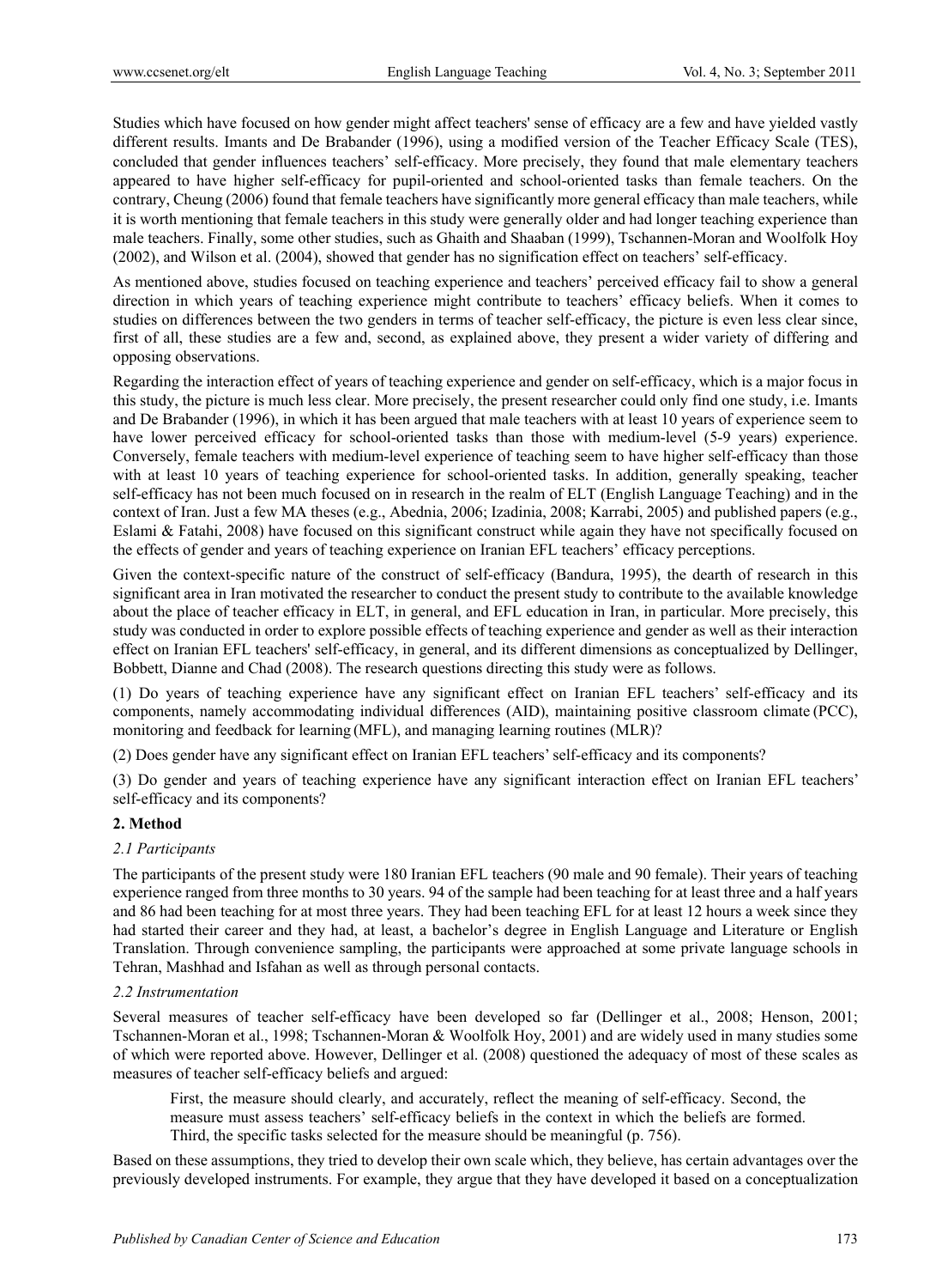Studies which have focused on how gender might affect teachers' sense of efficacy are a few and have yielded vastly different results. Imants and De Brabander (1996), using a modified version of the Teacher Efficacy Scale (TES), concluded that gender influences teachers' self-efficacy. More precisely, they found that male elementary teachers appeared to have higher self-efficacy for pupil-oriented and school-oriented tasks than female teachers. On the contrary, Cheung (2006) found that female teachers have significantly more general efficacy than male teachers, while it is worth mentioning that female teachers in this study were generally older and had longer teaching experience than male teachers. Finally, some other studies, such as Ghaith and Shaaban (1999), Tschannen-Moran and Woolfolk Hoy (2002), and Wilson et al. (2004), showed that gender has no signification effect on teachers' self-efficacy.

As mentioned above, studies focused on teaching experience and teachers' perceived efficacy fail to show a general direction in which years of teaching experience might contribute to teachers' efficacy beliefs. When it comes to studies on differences between the two genders in terms of teacher self-efficacy, the picture is even less clear since, first of all, these studies are a few and, second, as explained above, they present a wider variety of differing and opposing observations.

Regarding the interaction effect of years of teaching experience and gender on self-efficacy, which is a major focus in this study, the picture is much less clear. More precisely, the present researcher could only find one study, i.e. Imants and De Brabander (1996), in which it has been argued that male teachers with at least 10 years of experience seem to have lower perceived efficacy for school-oriented tasks than those with medium-level (5-9 years) experience. Conversely, female teachers with medium-level experience of teaching seem to have higher self-efficacy than those with at least 10 years of teaching experience for school-oriented tasks. In addition, generally speaking, teacher self-efficacy has not been much focused on in research in the realm of ELT (English Language Teaching) and in the context of Iran. Just a few MA theses (e.g., Abednia, 2006; Izadinia, 2008; Karrabi, 2005) and published papers (e.g., Eslami & Fatahi, 2008) have focused on this significant construct while again they have not specifically focused on the effects of gender and years of teaching experience on Iranian EFL teachers' efficacy perceptions.

Given the context-specific nature of the construct of self-efficacy (Bandura, 1995), the dearth of research in this significant area in Iran motivated the researcher to conduct the present study to contribute to the available knowledge about the place of teacher efficacy in ELT, in general, and EFL education in Iran, in particular. More precisely, this study was conducted in order to explore possible effects of teaching experience and gender as well as their interaction effect on Iranian EFL teachers' self-efficacy, in general, and its different dimensions as conceptualized by Dellinger, Bobbett, Dianne and Chad (2008). The research questions directing this study were as follows.

(1) Do years of teaching experience have any significant effect on Iranian EFL teachers' self-efficacy and its components, namely accommodating individual differences (AID), maintaining positive classroom climate (PCC), monitoring and feedback for learning (MFL), and managing learning routines (MLR)?

(2) Does gender have any significant effect on Iranian EFL teachers' self-efficacy and its components?

(3) Do gender and years of teaching experience have any significant interaction effect on Iranian EFL teachers' self-efficacy and its components?

## 2. Method

### *2.1 Participants*

The participants of the present study were 180 Iranian EFL teachers (90 male and 90 female). Their years of teaching experience ranged from three months to 30 years. 94 of the sample had been teaching for at least three and a half years and 86 had been teaching for at most three years. They had been teaching EFL for at least 12 hours a week since they had started their career and they had, at least, a bachelor's degree in English Language and Literature or English Translation. Through convenience sampling, the participants were approached at some private language schools in Tehran, Mashhad and Isfahan as well as through personal contacts.

### *2.2 Instrumentation*

Several measures of teacher self-efficacy have been developed so far (Dellinger et al., 2008; Henson, 2001; Tschannen-Moran et al., 1998; Tschannen-Moran & Woolfolk Hoy, 2001) and are widely used in many studies some of which were reported above. However, Dellinger et al. (2008) questioned the adequacy of most of these scales as measures of teacher self-efficacy beliefs and argued:

> First, the measure should clearly, and accurately, reflect the meaning of self-efficacy. Second, the measure must assess teachers' self-efficacy beliefs in the context in which the beliefs are formed. Third, the specific tasks selected for the measure should be meaningful (p. 756).

Based on these assumptions, they tried to develop their own scale which, they believe, has certain advantages over the previously developed instruments. For example, they argue that they have developed it based on a conceptualization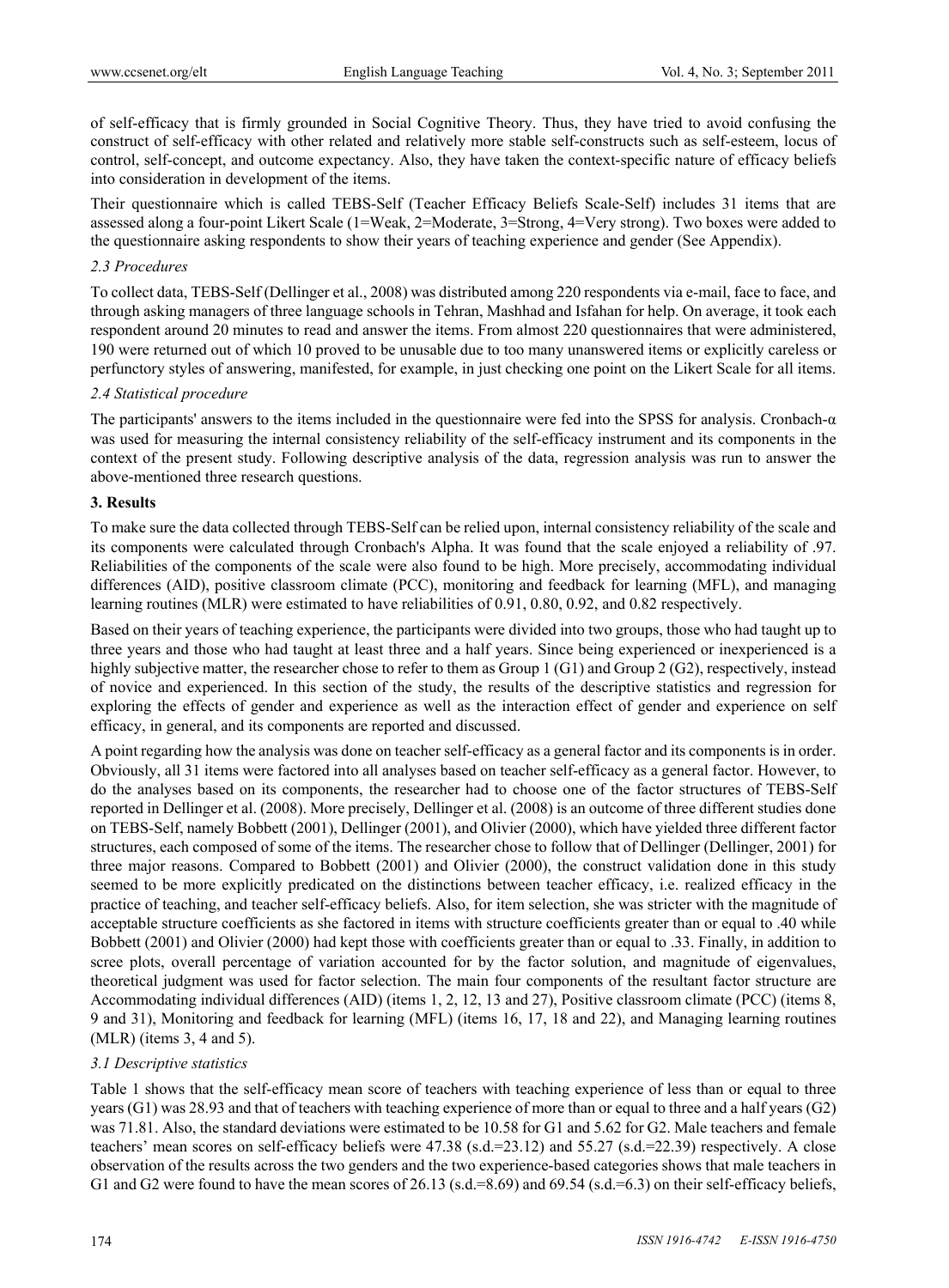of self-efficacy that is firmly grounded in Social Cognitive Theory. Thus, they have tried to avoid confusing the construct of self-efficacy with other related and relatively more stable self-constructs such as self-esteem, locus of control, self-concept, and outcome expectancy. Also, they have taken the context-specific nature of efficacy beliefs into consideration in development of the items.

Their questionnaire which is called TEBS-Self (Teacher Efficacy Beliefs Scale-Self) includes 31 items that are assessed along a four-point Likert Scale (1=Weak, 2=Moderate, 3=Strong, 4=Very strong). Two boxes were added to the questionnaire asking respondents to show their years of teaching experience and gender (See Appendix).

### *2.3 Procedures*

To collect data, TEBS-Self (Dellinger et al., 2008) was distributed among 220 respondents via e-mail, face to face, and through asking managers of three language schools in Tehran, Mashhad and Isfahan for help. On average, it took each respondent around 20 minutes to read and answer the items. From almost 220 questionnaires that were administered, 190 were returned out of which 10 proved to be unusable due to too many unanswered items or explicitly careless or perfunctory styles of answering, manifested, for example, in just checking one point on the Likert Scale for all items.

### *2.4 Statistical procedure*

The participants' answers to the items included in the questionnaire were fed into the SPSS for analysis. Cronbach-α was used for measuring the internal consistency reliability of the self-efficacy instrument and its components in the context of the present study. Following descriptive analysis of the data, regression analysis was run to answer the above-mentioned three research questions.

## **3. Results**

To make sure the data collected through TEBS-Self can be relied upon, internal consistency reliability of the scale and its components were calculated through Cronbach's Alpha. It was found that the scale enjoyed a reliability of .97. Reliabilities of the components of the scale were also found to be high. More precisely, accommodating individual differences (AID), positive classroom climate (PCC), monitoring and feedback for learning (MFL), and managing learning routines (MLR) were estimated to have reliabilities of 0.91, 0.80, 0.92, and 0.82 respectively.

Based on their years of teaching experience, the participants were divided into two groups, those who had taught up to three years and those who had taught at least three and a half years. Since being experienced or inexperienced is a highly subjective matter, the researcher chose to refer to them as Group 1 (G1) and Group 2 (G2), respectively, instead of novice and experienced. In this section of the study, the results of the descriptive statistics and regression for exploring the effects of gender and experience as well as the interaction effect of gender and experience on self efficacy, in general, and its components are reported and discussed.

A point regarding how the analysis was done on teacher self-efficacy as a general factor and its components is in order. Obviously, all 31 items were factored into all analyses based on teacher self-efficacy as a general factor. However, to do the analyses based on its components, the researcher had to choose one of the factor structures of TEBS-Self reported in Dellinger et al. (2008). More precisely, Dellinger et al. (2008) is an outcome of three different studies done on TEBS-Self, namely Bobbett (2001), Dellinger (2001), and Olivier (2000), which have yielded three different factor structures, each composed of some of the items. The researcher chose to follow that of Dellinger (Dellinger, 2001) for three major reasons. Compared to Bobbett (2001) and Olivier (2000), the construct validation done in this study seemed to be more explicitly predicated on the distinctions between teacher efficacy, i.e. realized efficacy in the practice of teaching, and teacher self-efficacy beliefs. Also, for item selection, she was stricter with the magnitude of acceptable structure coefficients as she factored in items with structure coefficients greater than or equal to .40 while Bobbett (2001) and Olivier (2000) had kept those with coefficients greater than or equal to .33. Finally, in addition to scree plots, overall percentage of variation accounted for by the factor solution, and magnitude of eigenvalues, theoretical judgment was used for factor selection. The main four components of the resultant factor structure are Accommodating individual differences (AID) (items 1, 2, 12, 13 and 27), Positive classroom climate (PCC) (items 8, 9 and 31), Monitoring and feedback for learning (MFL) (items 16, 17, 18 and 22), and Managing learning routines (MLR) (items 3, 4 and 5).

### *3.1 Descriptive statistics*

Table 1 shows that the self-efficacy mean score of teachers with teaching experience of less than or equal to three years (G1) was 28.93 and that of teachers with teaching experience of more than or equal to three and a half years (G2) was 71.81. Also, the standard deviations were estimated to be 10.58 for G1 and 5.62 for G2. Male teachers and female teachers' mean scores on self-efficacy beliefs were 47.38 (s.d.=23.12) and 55.27 (s.d.=22.39) respectively. A close observation of the results across the two genders and the two experience-based categories shows that male teachers in G1 and G2 were found to have the mean scores of 26.13 (s.d.=8.69) and 69.54 (s.d.=6.3) on their self-efficacy beliefs,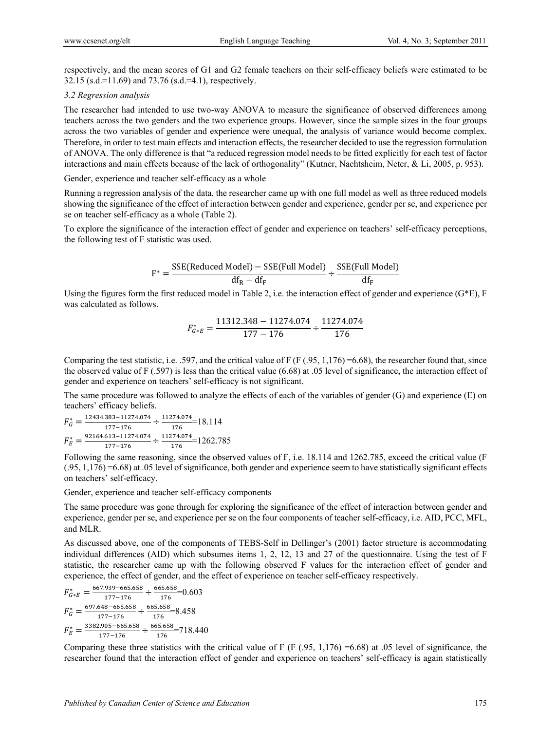respectively, and the mean scores of G1 and G2 female teachers on their self-efficacy beliefs were estimated to be 32.15 (s.d.=11.69) and 73.76 (s.d.=4.1), respectively.

### *3.2 Regression analysis*

The researcher had intended to use two-way ANOVA to measure the significance of observed differences among teachers across the two genders and the two experience groups. However, since the sample sizes in the four groups across the two variables of gender and experience were unequal, the analysis of variance would become complex. Therefore, in order to test main effects and interaction effects, the researcher decided to use the regression formulation of ANOVA. The only difference is that "a reduced regression model needs to be fitted explicitly for each test of factor interactions and main effects because of the lack of orthogonality" (Kutner, Nachtsheim, Neter, & Li, 2005, p. 953).

Gender, experience and teacher self-efficacy as a whole

Running a regression analysis of the data, the researcher came up with one full model as well as three reduced models showing the significance of the effect of interaction between gender and experience, gender per se, and experience per se on teacher self-efficacy as a whole (Table 2).

To explore the significance of the interaction effect of gender and experience on teachers' self-efficacy perceptions, the following test of F statistic was used.

$$F^* = \frac{\text{SSE(Reduced Model)} - \text{SSE(Full Model)}}{\text{df}_\text{R} - \text{df}_\text{F}} \div \frac{\text{SSE(Full Model)}}{\text{df}_\text{F}}$$

Using the figures form the first reduced model in Table 2, i.e. the interaction effect of gender and experience (G*E), F was calculated as follows.

$$F^*_{G*E} = \frac{11312.348 - 11274.074}{177 - 176} \div \frac{11274.074}{176}$$

Comparing the test statistic, i.e. .597, and the critical value of F (F (.95, 1,176) =6.68), the researcher found that, since the observed value of F (.597) is less than the critical value (6.68) at .05 level of significance, the interaction effect of gender and experience on teachers' self-efficacy is not significant.

The same procedure was followed to analyze the effects of each of the variables of gender (G) and experience (E) on teachers' efficacy beliefs.

$F^*_G = \frac{12434.383 - 11274.074}{177 - 176} \div \frac{11274.074}{176} = 18.114$

$F^*_E = \frac{92164.613 - 11274.074}{177 - 176} \div \frac{11274.074}{176} = 1262.785$

Following the same reasoning, since the observed values of F, i.e. 18.114 and 1262.785, exceed the critical value (F (.95, 1,176) =6.68) at .05 level of significance, both gender and experience seem to have statistically significant effects on teachers' self-efficacy.

Gender, experience and teacher self-efficacy components

The same procedure was gone through for exploring the significance of the effect of interaction between gender and experience, gender per se, and experience per se on the four components of teacher self-efficacy, i.e. AID, PCC, MFL, and MLR.

As discussed above, one of the components of TEBS-Self in Dellinger's (2001) factor structure is accommodating individual differences (AID) which subsumes items 1, 2, 12, 13 and 27 of the questionnaire. Using the test of F statistic, the researcher came up with the following observed F values for the interaction effect of gender and experience, the effect of gender, and the effect of experience on teacher self-efficacy respectively.

$F^*_{G*E} = \frac{667.939 - 665.658}{177 - 176} \div \frac{665.658}{176} = 0.603$

$F^*_G = \frac{697.648 - 665.658}{177 - 176} \div \frac{665.658}{176} = 8.458$

$F^*_E = \frac{3382.905 - 665.658}{177 - 176} \div \frac{665.658}{176} = 718.440$

Comparing these three statistics with the critical value of F (F (.95, 1,176) =6.68) at .05 level of significance, the researcher found that the interaction effect of gender and experience on teachers' self-efficacy is again statistically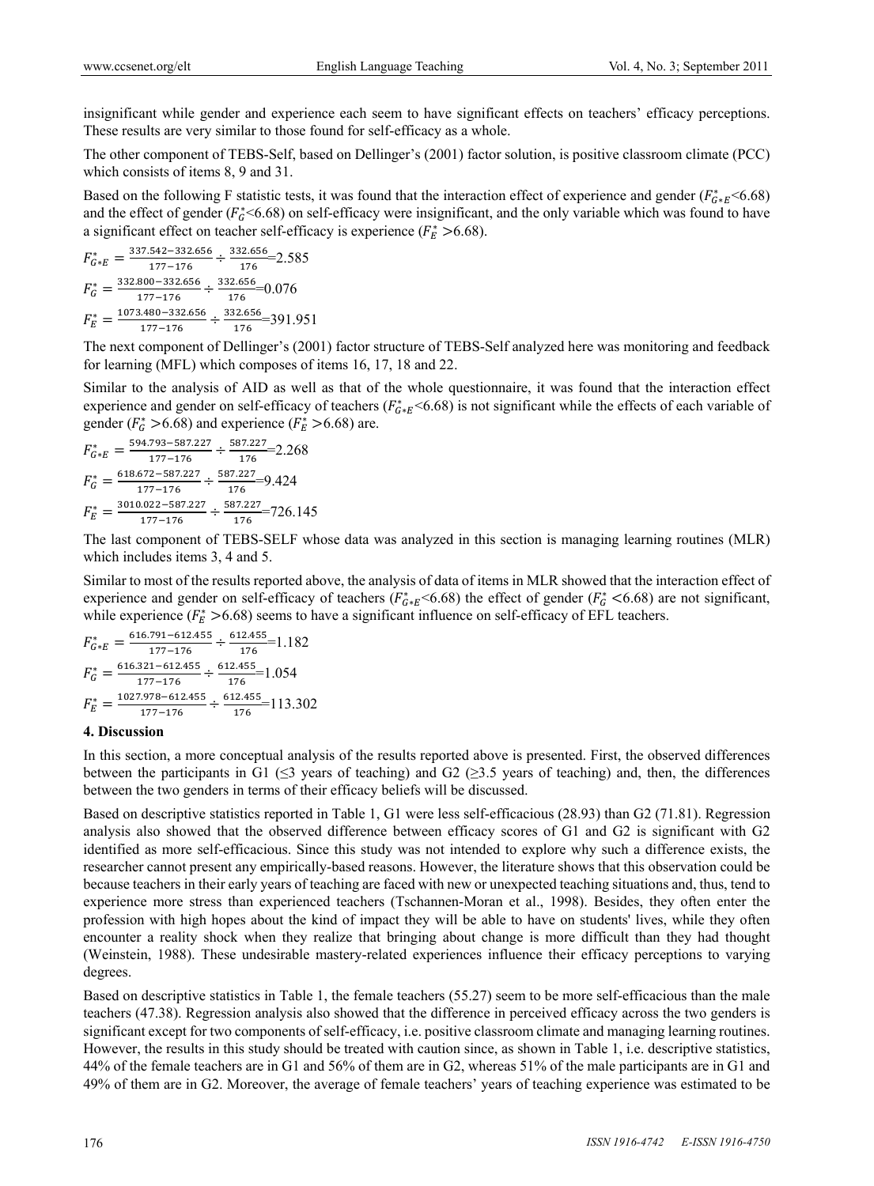insignificant while gender and experience each seem to have significant effects on teachers' efficacy perceptions. These results are very similar to those found for self-efficacy as a whole.

The other component of TEBS-Self, based on Dellinger's (2001) factor solution, is positive classroom climate (PCC) which consists of items 8, 9 and 31.

Based on the following F statistic tests, it was found that the interaction effect of experience and gender ($F^*_{G*E}$<6.68) and the effect of gender ($F^*_G$<6.68) on self-efficacy were insignificant, and the only variable which was found to have a significant effect on teacher self-efficacy is experience ($F^*_E$ >6.68).

$$F^*_{G*E} = \frac{337.542-332.656}{177-176} \div \frac{332.656}{176}=2.585$$

$$F^*_G = \frac{332.800-332.656}{177-176} \div \frac{332.656}{176}=0.076$$

$$F^*_E = \frac{1073.480-332.656}{177-176} \div \frac{332.656}{176}=391.951$$

The next component of Dellinger's (2001) factor structure of TEBS-Self analyzed here was monitoring and feedback for learning (MFL) which composes of items 16, 17, 18 and 22.

Similar to the analysis of AID as well as that of the whole questionnaire, it was found that the interaction effect experience and gender on self-efficacy of teachers ($F^*_{G*E}$<6.68) is not significant while the effects of each variable of gender ($F^*_G$ >6.68) and experience ($F^*_E$ >6.68) are.

$$F^*_{G*E} = \frac{594.793-587.227}{177-176} \div \frac{587.227}{176}=2.268$$

$$F^*_G = \frac{618.672-587.227}{177-176} \div \frac{587.227}{176}=9.424$$

$$F^*_E = \frac{3010.022-587.227}{177-176} \div \frac{587.227}{176}=726.145$$

The last component of TEBS-SELF whose data was analyzed in this section is managing learning routines (MLR) which includes items 3, 4 and 5.

Similar to most of the results reported above, the analysis of data of items in MLR showed that the interaction effect of experience and gender on self-efficacy of teachers ($F^*_{G*E}$<6.68) the effect of gender ($F^*_G$ <6.68) are not significant, while experience ($F^*_E$ >6.68) seems to have a significant influence on self-efficacy of EFL teachers.

$$F^*_{G*E} = \frac{616.791-612.455}{177-176} \div \frac{612.455}{176}=1.182$$

$$F^*_G = \frac{616.321-612.455}{177-176} \div \frac{612.455}{176}=1.054$$

$$F^*_E = \frac{1027.978-612.455}{177-176} \div \frac{612.455}{176}=113.302$$

## 4. Discussion

In this section, a more conceptual analysis of the results reported above is presented. First, the observed differences between the participants in G1 (≤3 years of teaching) and G2 (≥3.5 years of teaching) and, then, the differences between the two genders in terms of their efficacy beliefs will be discussed.

Based on descriptive statistics reported in Table 1, G1 were less self-efficacious (28.93) than G2 (71.81). Regression analysis also showed that the observed difference between efficacy scores of G1 and G2 is significant with G2 identified as more self-efficacious. Since this study was not intended to explore why such a difference exists, the researcher cannot present any empirically-based reasons. However, the literature shows that this observation could be because teachers in their early years of teaching are faced with new or unexpected teaching situations and, thus, tend to experience more stress than experienced teachers (Tschannen-Moran et al., 1998). Besides, they often enter the profession with high hopes about the kind of impact they will be able to have on students' lives, while they often encounter a reality shock when they realize that bringing about change is more difficult than they had thought (Weinstein, 1988). These undesirable mastery-related experiences influence their efficacy perceptions to varying degrees.

Based on descriptive statistics in Table 1, the female teachers (55.27) seem to be more self-efficacious than the male teachers (47.38). Regression analysis also showed that the difference in perceived efficacy across the two genders is significant except for two components of self-efficacy, i.e. positive classroom climate and managing learning routines. However, the results in this study should be treated with caution since, as shown in Table 1, i.e. descriptive statistics, 44% of the female teachers are in G1 and 56% of them are in G2, whereas 51% of the male participants are in G1 and 49% of them are in G2. Moreover, the average of female teachers' years of teaching experience was estimated to be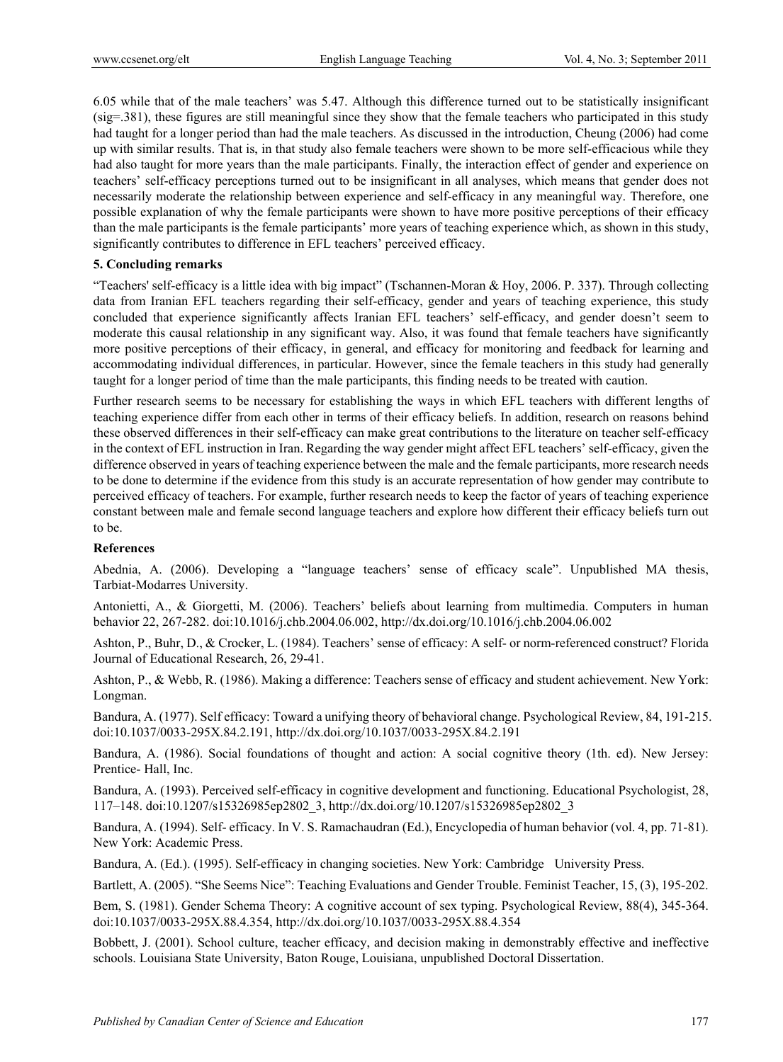6.05 while that of the male teachers' was 5.47. Although this difference turned out to be statistically insignificant (sig=.381), these figures are still meaningful since they show that the female teachers who participated in this study had taught for a longer period than had the male teachers. As discussed in the introduction, Cheung (2006) had come up with similar results. That is, in that study also female teachers were shown to be more self-efficacious while they had also taught for more years than the male participants. Finally, the interaction effect of gender and experience on teachers' self-efficacy perceptions turned out to be insignificant in all analyses, which means that gender does not necessarily moderate the relationship between experience and self-efficacy in any meaningful way. Therefore, one possible explanation of why the female participants were shown to have more positive perceptions of their efficacy than the male participants is the female participants' more years of teaching experience which, as shown in this study, significantly contributes to difference in EFL teachers' perceived efficacy.

## 5. Concluding remarks

"Teachers' self-efficacy is a little idea with big impact" (Tschannen-Moran & Hoy, 2006. P. 337). Through collecting data from Iranian EFL teachers regarding their self-efficacy, gender and years of teaching experience, this study concluded that experience significantly affects Iranian EFL teachers' self-efficacy, and gender doesn't seem to moderate this causal relationship in any significant way. Also, it was found that female teachers have significantly more positive perceptions of their efficacy, in general, and efficacy for monitoring and feedback for learning and accommodating individual differences, in particular. However, since the female teachers in this study had generally taught for a longer period of time than the male participants, this finding needs to be treated with caution.

Further research seems to be necessary for establishing the ways in which EFL teachers with different lengths of teaching experience differ from each other in terms of their efficacy beliefs. In addition, research on reasons behind these observed differences in their self-efficacy can make great contributions to the literature on teacher self-efficacy in the context of EFL instruction in Iran. Regarding the way gender might affect EFL teachers' self-efficacy, given the difference observed in years of teaching experience between the male and the female participants, more research needs to be done to determine if the evidence from this study is an accurate representation of how gender may contribute to perceived efficacy of teachers. For example, further research needs to keep the factor of years of teaching experience constant between male and female second language teachers and explore how different their efficacy beliefs turn out to be.

## References

Abednia, A. (2006). Developing a "language teachers' sense of efficacy scale". Unpublished MA thesis, Tarbiat-Modarres University.

Antonietti, A., & Giorgetti, M. (2006). Teachers' beliefs about learning from multimedia. Computers in human behavior 22, 267-282. doi:10.1016/j.chb.2004.06.002, http://dx.doi.org/10.1016/j.chb.2004.06.002

Ashton, P., Buhr, D., & Crocker, L. (1984). Teachers' sense of efficacy: A self- or norm-referenced construct? Florida Journal of Educational Research, 26, 29-41.

Ashton, P., & Webb, R. (1986). Making a difference: Teachers sense of efficacy and student achievement. New York: Longman.

Bandura, A. (1977). Self efficacy: Toward a unifying theory of behavioral change. Psychological Review, 84, 191-215. doi:10.1037/0033-295X.84.2.191, http://dx.doi.org/10.1037/0033-295X.84.2.191

Bandura, A. (1986). Social foundations of thought and action: A social cognitive theory (1th. ed). New Jersey: Prentice- Hall, Inc.

Bandura, A. (1993). Perceived self-efficacy in cognitive development and functioning. Educational Psychologist, 28, 117–148. doi:10.1207/s15326985ep2802_3, http://dx.doi.org/10.1207/s15326985ep2802_3

Bandura, A. (1994). Self- efficacy. In V. S. Ramachaudran (Ed.), Encyclopedia of human behavior (vol. 4, pp. 71-81). New York: Academic Press.

Bandura, A. (Ed.). (1995). Self-efficacy in changing societies. New York: Cambridge University Press.

Bartlett, A. (2005). "She Seems Nice": Teaching Evaluations and Gender Trouble. Feminist Teacher, 15, (3), 195-202.

Bem, S. (1981). Gender Schema Theory: A cognitive account of sex typing. Psychological Review, 88(4), 345-364. doi:10.1037/0033-295X.88.4.354, http://dx.doi.org/10.1037/0033-295X.88.4.354

Bobbett, J. (2001). School culture, teacher efficacy, and decision making in demonstrably effective and ineffective schools. Louisiana State University, Baton Rouge, Louisiana, unpublished Doctoral Dissertation.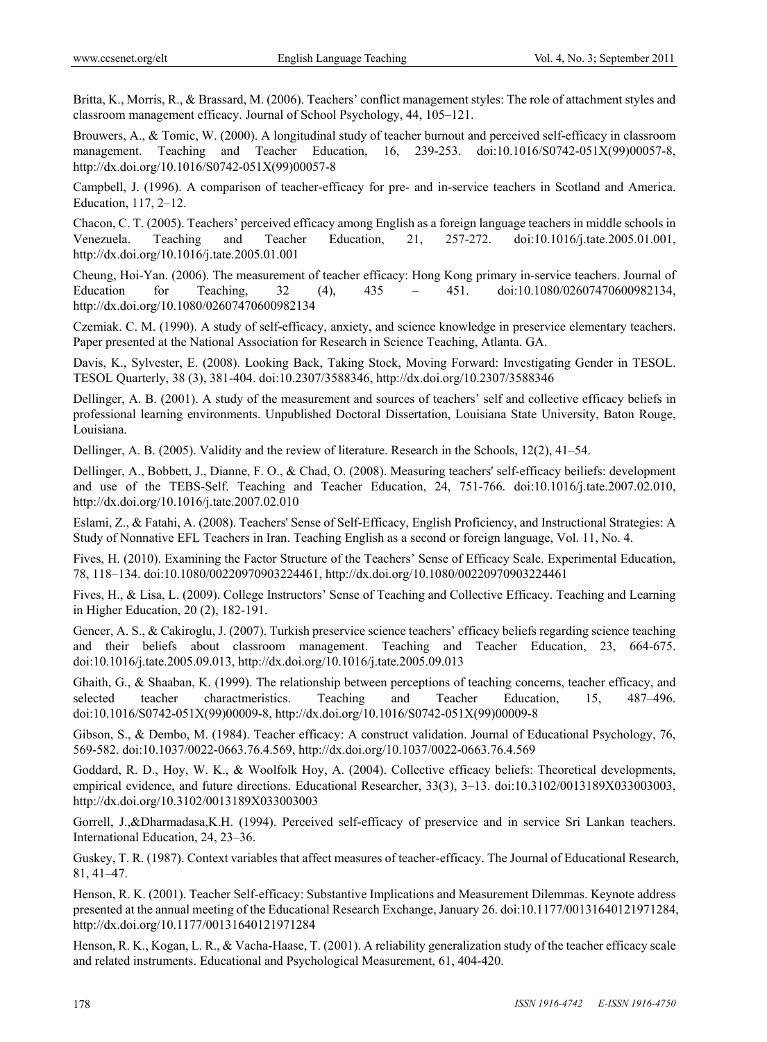Britta, K., Morris, R., & Brassard, M. (2006). Teachers' conflict management styles: The role of attachment styles and classroom management efficacy. Journal of School Psychology, 44, 105–121.

Brouwers, A., & Tomic, W. (2000). A longitudinal study of teacher burnout and perceived self-efficacy in classroom management. Teaching and Teacher Education, 16, 239-253. doi:10.1016/S0742-051X(99)00057-8, http://dx.doi.org/10.1016/S0742-051X(99)00057-8

Campbell, J. (1996). A comparison of teacher-efficacy for pre- and in-service teachers in Scotland and America. Education, 117, 2–12.

Chacon, C. T. (2005). Teachers' perceived efficacy among English as a foreign language teachers in middle schools in Venezuela. Teaching and Teacher Education, 21, 257-272. doi:10.1016/j.tate.2005.01.001, http://dx.doi.org/10.1016/j.tate.2005.01.001

Cheung, Hoi-Yan. (2006). The measurement of teacher efficacy: Hong Kong primary in-service teachers. Journal of Education for Teaching, 32 (4), 435 – 451. doi:10.1080/02607470600982134, http://dx.doi.org/10.1080/02607470600982134

Czemiak. C. M. (1990). A study of self-efficacy, anxiety, and science knowledge in preservice elementary teachers. Paper presented at the National Association for Research in Science Teaching, Atlanta. GA.

Davis, K., Sylvester, E. (2008). Looking Back, Taking Stock, Moving Forward: Investigating Gender in TESOL. TESOL Quarterly, 38 (3), 381-404. doi:10.2307/3588346, http://dx.doi.org/10.2307/3588346

Dellinger, A. B. (2001). A study of the measurement and sources of teachers' self and collective efficacy beliefs in professional learning environments. Unpublished Doctoral Dissertation, Louisiana State University, Baton Rouge, Louisiana.

Dellinger, A. B. (2005). Validity and the review of literature. Research in the Schools, 12(2), 41–54.

Dellinger, A., Bobbett, J., Dianne, F. O., & Chad, O. (2008). Measuring teachers' self-efficacy beiliefs: development and use of the TEBS-Self. Teaching and Teacher Education, 24, 751-766. doi:10.1016/j.tate.2007.02.010, http://dx.doi.org/10.1016/j.tate.2007.02.010

Eslami, Z., & Fatahi, A. (2008). Teachers' Sense of Self-Efficacy, English Proficiency, and Instructional Strategies: A Study of Nonnative EFL Teachers in Iran. Teaching English as a second or foreign language, Vol. 11, No. 4.

Fives, H. (2010). Examining the Factor Structure of the Teachers' Sense of Efficacy Scale. Experimental Education, 78, 118–134. doi:10.1080/00220970903224461, http://dx.doi.org/10.1080/00220970903224461

Fives, H., & Lisa, L. (2009). College Instructors' Sense of Teaching and Collective Efficacy. Teaching and Learning in Higher Education, 20 (2), 182-191.

Gencer, A. S., & Cakiroglu, J. (2007). Turkish preservice science teachers' efficacy beliefs regarding science teaching and their beliefs about classroom management. Teaching and Teacher Education, 23, 664-675. doi:10.1016/j.tate.2005.09.013, http://dx.doi.org/10.1016/j.tate.2005.09.013

Ghaith, G., & Shaaban, K. (1999). The relationship between perceptions of teaching concerns, teacher efficacy, and selected teacher charactmeristics. Teaching and Teacher Education, 15, 487–496. doi:10.1016/S0742-051X(99)00009-8, http://dx.doi.org/10.1016/S0742-051X(99)00009-8

Gibson, S., & Dembo, M. (1984). Teacher efficacy: A construct validation. Journal of Educational Psychology, 76, 569-582. doi:10.1037/0022-0663.76.4.569, http://dx.doi.org/10.1037/0022-0663.76.4.569

Goddard, R. D., Hoy, W. K., & Woolfolk Hoy, A. (2004). Collective efficacy beliefs: Theoretical developments, empirical evidence, and future directions. Educational Researcher, 33(3), 3–13. doi:10.3102/0013189X033003003, http://dx.doi.org/10.3102/0013189X033003003

Gorrell, J.,&Dharmadasa,K.H. (1994). Perceived self-efficacy of preservice and in service Sri Lankan teachers. International Education, 24, 23–36.

Guskey, T. R. (1987). Context variables that affect measures of teacher-efficacy. The Journal of Educational Research, 81, 41–47.

Henson, R. K. (2001). Teacher Self-efficacy: Substantive Implications and Measurement Dilemmas. Keynote address presented at the annual meeting of the Educational Research Exchange, January 26. doi:10.1177/00131640121971284, http://dx.doi.org/10.1177/00131640121971284

Henson, R. K., Kogan, L. R., & Vacha-Haase, T. (2001). A reliability generalization study of the teacher efficacy scale and related instruments. Educational and Psychological Measurement, 61, 404-420.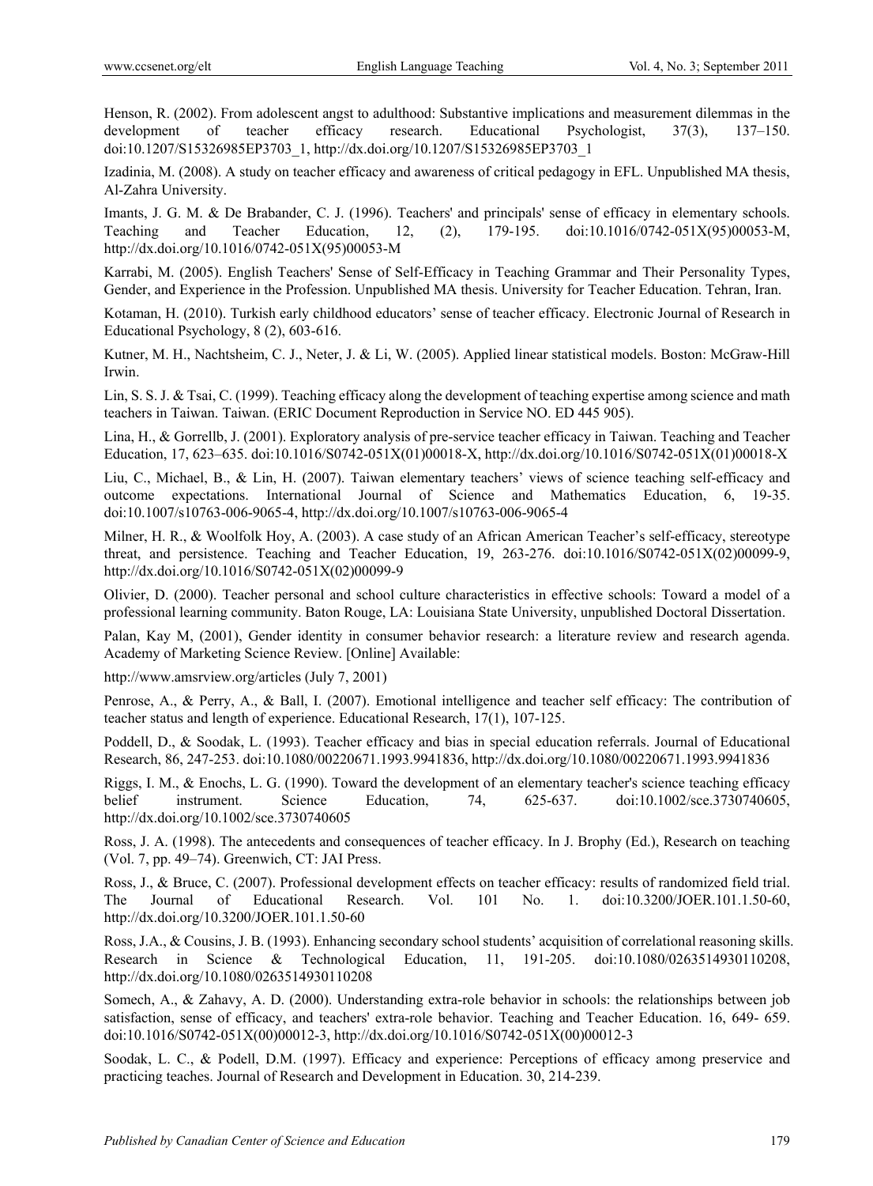Henson, R. (2002). From adolescent angst to adulthood: Substantive implications and measurement dilemmas in the development of teacher efficacy research. Educational Psychologist, 37(3), 137–150. doi:10.1207/S15326985EP3703_1, http://dx.doi.org/10.1207/S15326985EP3703_1

Izadinia, M. (2008). A study on teacher efficacy and awareness of critical pedagogy in EFL. Unpublished MA thesis, Al-Zahra University.

Imants, J. G. M. & De Brabander, C. J. (1996). Teachers' and principals' sense of efficacy in elementary schools. Teaching and Teacher Education, 12, (2), 179-195. doi:10.1016/0742-051X(95)00053-M, http://dx.doi.org/10.1016/0742-051X(95)00053-M

Karrabi, M. (2005). English Teachers' Sense of Self-Efficacy in Teaching Grammar and Their Personality Types, Gender, and Experience in the Profession. Unpublished MA thesis. University for Teacher Education. Tehran, Iran.

Kotaman, H. (2010). Turkish early childhood educators' sense of teacher efficacy. Electronic Journal of Research in Educational Psychology, 8 (2), 603-616.

Kutner, M. H., Nachtsheim, C. J., Neter, J. & Li, W. (2005). Applied linear statistical models. Boston: McGraw-Hill Irwin.

Lin, S. S. J. & Tsai, C. (1999). Teaching efficacy along the development of teaching expertise among science and math teachers in Taiwan. Taiwan. (ERIC Document Reproduction in Service NO. ED 445 905).

Lina, H., & Gorrellb, J. (2001). Exploratory analysis of pre-service teacher efficacy in Taiwan. Teaching and Teacher Education, 17, 623–635. doi:10.1016/S0742-051X(01)00018-X, http://dx.doi.org/10.1016/S0742-051X(01)00018-X

Liu, C., Michael, B., & Lin, H. (2007). Taiwan elementary teachers' views of science teaching self-efficacy and outcome expectations. International Journal of Science and Mathematics Education, 6, 19-35. doi:10.1007/s10763-006-9065-4, http://dx.doi.org/10.1007/s10763-006-9065-4

Milner, H. R., & Woolfolk Hoy, A. (2003). A case study of an African American Teacher's self-efficacy, stereotype threat, and persistence. Teaching and Teacher Education, 19, 263-276. doi:10.1016/S0742-051X(02)00099-9, http://dx.doi.org/10.1016/S0742-051X(02)00099-9

Olivier, D. (2000). Teacher personal and school culture characteristics in effective schools: Toward a model of a professional learning community. Baton Rouge, LA: Louisiana State University, unpublished Doctoral Dissertation.

Palan, Kay M, (2001), Gender identity in consumer behavior research: a literature review and research agenda. Academy of Marketing Science Review. [Online] Available:

http://www.amsrview.org/articles (July 7, 2001)

Penrose, A., & Perry, A., & Ball, I. (2007). Emotional intelligence and teacher self efficacy: The contribution of teacher status and length of experience. Educational Research, 17(1), 107-125.

Poddell, D., & Soodak, L. (1993). Teacher efficacy and bias in special education referrals. Journal of Educational Research, 86, 247-253. doi:10.1080/00220671.1993.9941836, http://dx.doi.org/10.1080/00220671.1993.9941836

Riggs, I. M., & Enochs, L. G. (1990). Toward the development of an elementary teacher's science teaching efficacy belief instrument. Science Education, 74, 625-637. doi:10.1002/sce.3730740605, http://dx.doi.org/10.1002/sce.3730740605

Ross, J. A. (1998). The antecedents and consequences of teacher efficacy. In J. Brophy (Ed.), Research on teaching (Vol. 7, pp. 49–74). Greenwich, CT: JAI Press.

Ross, J., & Bruce, C. (2007). Professional development effects on teacher efficacy: results of randomized field trial. The Journal of Educational Research. Vol. 101 No. 1. doi:10.3200/JOER.101.1.50-60, http://dx.doi.org/10.3200/JOER.101.1.50-60

Ross, J.A., & Cousins, J. B. (1993). Enhancing secondary school students' acquisition of correlational reasoning skills. Research in Science & Technological Education, 11, 191-205. doi:10.1080/0263514930110208, http://dx.doi.org/10.1080/0263514930110208

Somech, A., & Zahavy, A. D. (2000). Understanding extra-role behavior in schools: the relationships between job satisfaction, sense of efficacy, and teachers' extra-role behavior. Teaching and Teacher Education. 16, 649- 659. doi:10.1016/S0742-051X(00)00012-3, http://dx.doi.org/10.1016/S0742-051X(00)00012-3

Soodak, L. C., & Podell, D.M. (1997). Efficacy and experience: Perceptions of efficacy among preservice and practicing teaches. Journal of Research and Development in Education. 30, 214-239.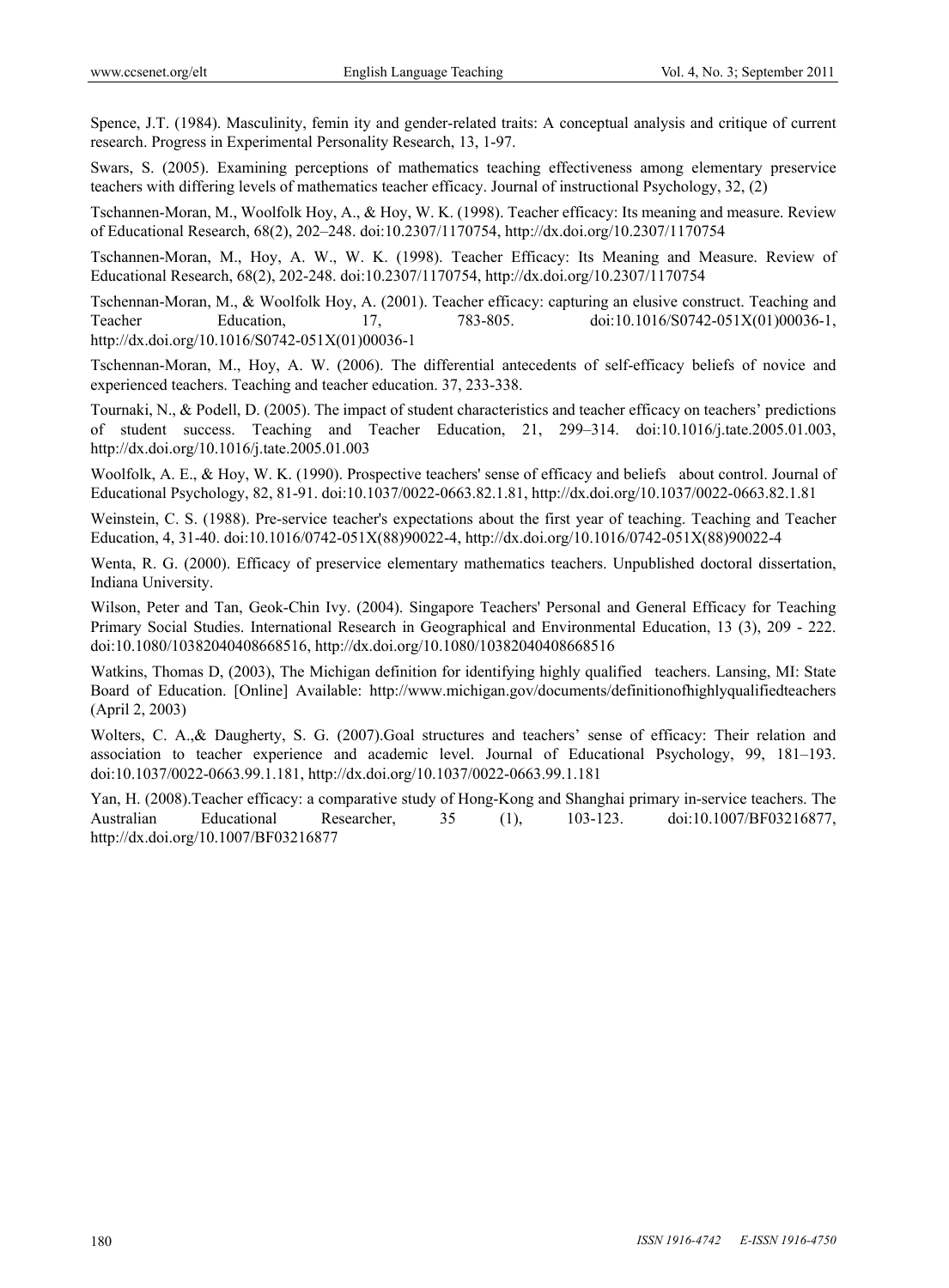Spence, J.T. (1984). Masculinity, femin ity and gender-related traits: A conceptual analysis and critique of current research. Progress in Experimental Personality Research, 13, 1-97.

Swars, S. (2005). Examining perceptions of mathematics teaching effectiveness among elementary preservice teachers with differing levels of mathematics teacher efficacy. Journal of instructional Psychology, 32, (2)

Tschannen-Moran, M., Woolfolk Hoy, A., & Hoy, W. K. (1998). Teacher efficacy: Its meaning and measure. Review of Educational Research, 68(2), 202–248. doi:10.2307/1170754, http://dx.doi.org/10.2307/1170754

Tschannen-Moran, M., Hoy, A. W., W. K. (1998). Teacher Efficacy: Its Meaning and Measure. Review of Educational Research, 68(2), 202-248. doi:10.2307/1170754, http://dx.doi.org/10.2307/1170754

Tschennan-Moran, M., & Woolfolk Hoy, A. (2001). Teacher efficacy: capturing an elusive construct. Teaching and Teacher Education, 17, 783-805. doi:10.1016/S0742-051X(01)00036-1, http://dx.doi.org/10.1016/S0742-051X(01)00036-1

Tschennan-Moran, M., Hoy, A. W. (2006). The differential antecedents of self-efficacy beliefs of novice and experienced teachers. Teaching and teacher education. 37, 233-338.

Tournaki, N., & Podell, D. (2005). The impact of student characteristics and teacher efficacy on teachers' predictions of student success. Teaching and Teacher Education, 21, 299–314. doi:10.1016/j.tate.2005.01.003, http://dx.doi.org/10.1016/j.tate.2005.01.003

Woolfolk, A. E., & Hoy, W. K. (1990). Prospective teachers' sense of efficacy and beliefs about control. Journal of Educational Psychology, 82, 81-91. doi:10.1037/0022-0663.82.1.81, http://dx.doi.org/10.1037/0022-0663.82.1.81

Weinstein, C. S. (1988). Pre-service teacher's expectations about the first year of teaching. Teaching and Teacher Education, 4, 31-40. doi:10.1016/0742-051X(88)90022-4, http://dx.doi.org/10.1016/0742-051X(88)90022-4

Wenta, R. G. (2000). Efficacy of preservice elementary mathematics teachers. Unpublished doctoral dissertation, Indiana University.

Wilson, Peter and Tan, Geok-Chin Ivy. (2004). Singapore Teachers' Personal and General Efficacy for Teaching Primary Social Studies. International Research in Geographical and Environmental Education, 13 (3), 209 - 222. doi:10.1080/10382040408668516, http://dx.doi.org/10.1080/10382040408668516

Watkins, Thomas D, (2003), The Michigan definition for identifying highly qualified teachers. Lansing, MI: State Board of Education. [Online] Available: http://www.michigan.gov/documents/definitionofhighlyqualifiedteachers (April 2, 2003)

Wolters, C. A.,& Daugherty, S. G. (2007).Goal structures and teachers' sense of efficacy: Their relation and association to teacher experience and academic level. Journal of Educational Psychology, 99, 181–193. doi:10.1037/0022-0663.99.1.181, http://dx.doi.org/10.1037/0022-0663.99.1.181

Yan, H. (2008).Teacher efficacy: a comparative study of Hong-Kong and Shanghai primary in-service teachers. The Australian Educational Researcher, 35 (1), 103-123. doi:10.1007/BF03216877, http://dx.doi.org/10.1007/BF03216877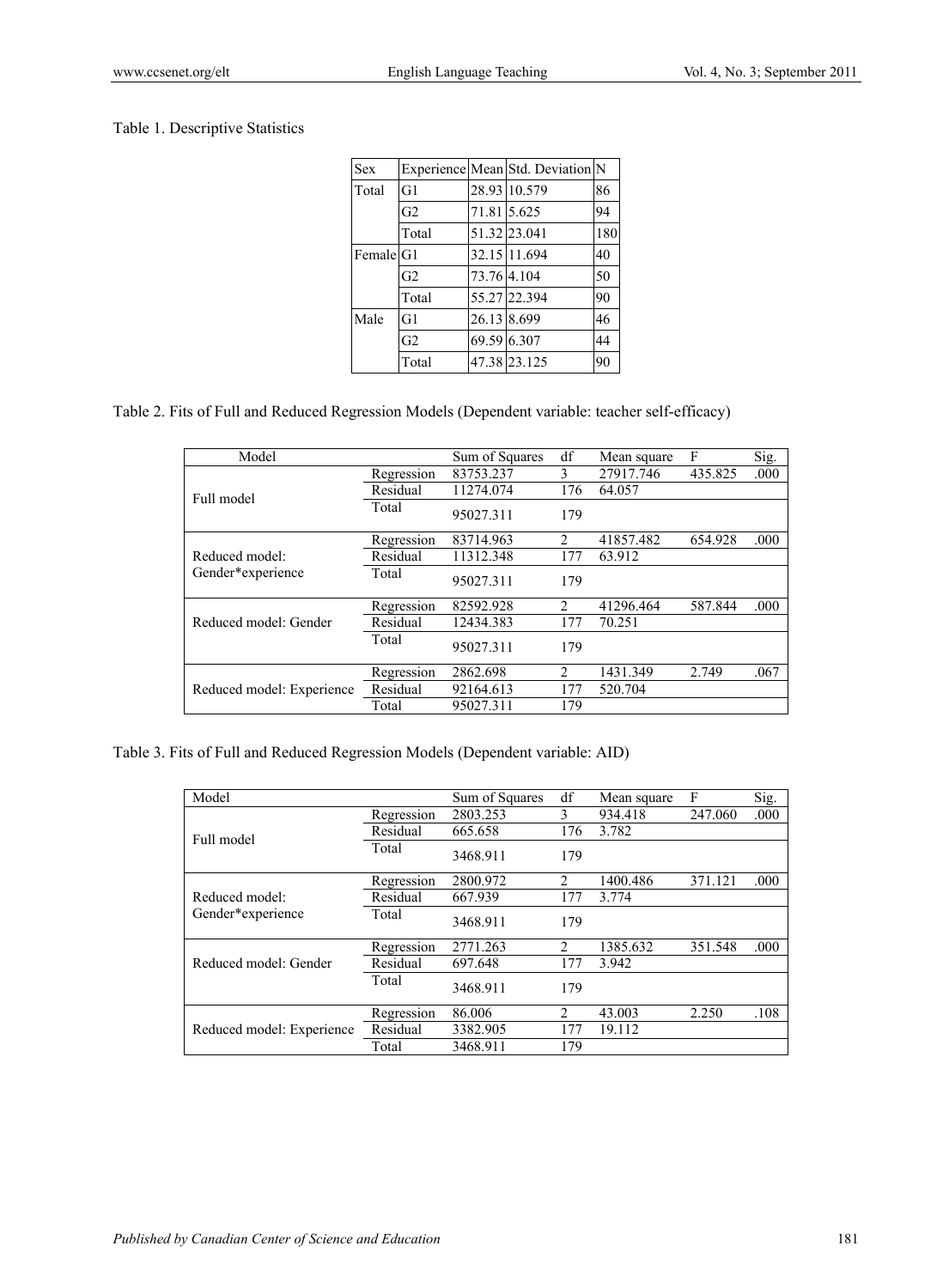Table 1. Descriptive Statistics

| Sex | Experience | Mean | Std. Deviation | N |
|---|---|---|---|---|
| Total | G1 | 28.93 | 10.579 | 86 |
| | G2 | 71.81 | 5.625 | 94 |
| | Total | 51.32 | 23.041 | 180 |
| Female | G1 | 32.15 | 11.694 | 40 |
| | G2 | 73.76 | 4.104 | 50 |
| | Total | 55.27 | 22.394 | 90 |
| Male | G1 | 26.13 | 8.699 | 46 |
| | G2 | 69.59 | 6.307 | 44 |
| | Total | 47.38 | 23.125 | 90 |

Table 2. Fits of Full and Reduced Regression Models (Dependent variable: teacher self-efficacy)

| Model | | Sum of Squares | df | Mean square | F | Sig. |
|---|---|---|---|---|---|---|
| Full model | Regression | 83753.237 | 3 | 27917.746 | 435.825 | .000 |
| | Residual | 11274.074 | 176 | 64.057 | | |
| | Total | 95027.311 | 179 | | | |
| Reduced model: Gender*experience | Regression | 83714.963 | 2 | 41857.482 | 654.928 | .000 |
| | Residual | 11312.348 | 177 | 63.912 | | |
| | Total | 95027.311 | 179 | | | |
| Reduced model: Gender | Regression | 82592.928 | 2 | 41296.464 | 587.844 | .000 |
| | Residual | 12434.383 | 177 | 70.251 | | |
| | Total | 95027.311 | 179 | | | |
| Reduced model: Experience | Regression | 2862.698 | 2 | 1431.349 | 2.749 | .067 |
| | Residual | 92164.613 | 177 | 520.704 | | |
| | Total | 95027.311 | 179 | | | |

Table 3. Fits of Full and Reduced Regression Models (Dependent variable: AID)

| Model | | Sum of Squares | df | Mean square | F | Sig. |
|---|---|---|---|---|---|---|
| Full model | Regression | 2803.253 | 3 | 934.418 | 247.060 | .000 |
| | Residual | 665.658 | 176 | 3.782 | | |
| | Total | 3468.911 | 179 | | | |
| Reduced model: Gender*experience | Regression | 2800.972 | 2 | 1400.486 | 371.121 | .000 |
| | Residual | 667.939 | 177 | 3.774 | | |
| | Total | 3468.911 | 179 | | | |
| Reduced model: Gender | Regression | 2771.263 | 2 | 1385.632 | 351.548 | .000 |
| | Residual | 697.648 | 177 | 3.942 | | |
| | Total | 3468.911 | 179 | | | |
| Reduced model: Experience | Regression | 86.006 | 2 | 43.003 | 2.250 | .108 |
| | Residual | 3382.905 | 177 | 19.112 | | |
| | Total | 3468.911 | 179 | | | |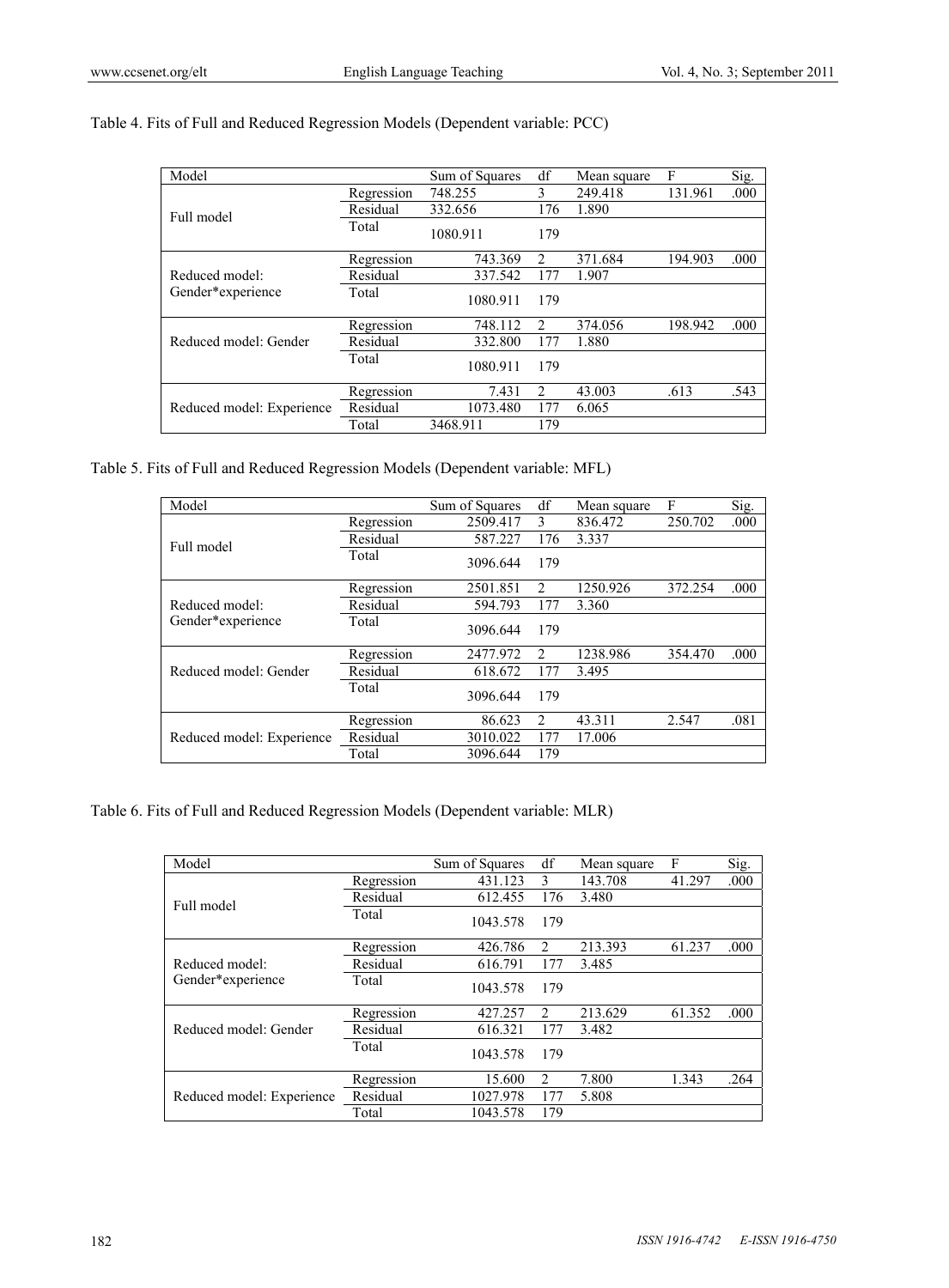Table 4. Fits of Full and Reduced Regression Models (Dependent variable: PCC)

| Model | | Sum of Squares | df | Mean square | F | Sig. |
|---|---|---|---|---|---|---|
| Full model | Regression | 748.255 | 3 | 249.418 | 131.961 | .000 |
| | Residual | 332.656 | 176 | 1.890 | | |
| | Total | 1080.911 | 179 | | | |
| Reduced model: Gender*experience | Regression | 743.369 | 2 | 371.684 | 194.903 | .000 |
| | Residual | 337.542 | 177 | 1.907 | | |
| | Total | 1080.911 | 179 | | | |
| Reduced model: Gender | Regression | 748.112 | 2 | 374.056 | 198.942 | .000 |
| | Residual | 332.800 | 177 | 1.880 | | |
| | Total | 1080.911 | 179 | | | |
| Reduced model: Experience | Regression | 7.431 | 2 | 43.003 | .613 | .543 |
| | Residual | 1073.480 | 177 | 6.065 | | |
| | Total | 3468.911 | 179 | | | |

Table 5. Fits of Full and Reduced Regression Models (Dependent variable: MFL)

| Model | | Sum of Squares | df | Mean square | F | Sig. |
|---|---|---|---|---|---|---|
| Full model | Regression | 2509.417 | 3 | 836.472 | 250.702 | .000 |
| | Residual | 587.227 | 176 | 3.337 | | |
| | Total | 3096.644 | 179 | | | |
| Reduced model: Gender*experience | Regression | 2501.851 | 2 | 1250.926 | 372.254 | .000 |
| | Residual | 594.793 | 177 | 3.360 | | |
| | Total | 3096.644 | 179 | | | |
| Reduced model: Gender | Regression | 2477.972 | 2 | 1238.986 | 354.470 | .000 |
| | Residual | 618.672 | 177 | 3.495 | | |
| | Total | 3096.644 | 179 | | | |
| Reduced model: Experience | Regression | 86.623 | 2 | 43.311 | 2.547 | .081 |
| | Residual | 3010.022 | 177 | 17.006 | | |
| | Total | 3096.644 | 179 | | | |

Table 6. Fits of Full and Reduced Regression Models (Dependent variable: MLR)

| Model | | Sum of Squares | df | Mean square | F | Sig. |
|---|---|---|---|---|---|---|
| Full model | Regression | 431.123 | 3 | 143.708 | 41.297 | .000 |
| | Residual | 612.455 | 176 | 3.480 | | |
| | Total | 1043.578 | 179 | | | |
| Reduced model: Gender*experience | Regression | 426.786 | 2 | 213.393 | 61.237 | .000 |
| | Residual | 616.791 | 177 | 3.485 | | |
| | Total | 1043.578 | 179 | | | |
| Reduced model: Gender | Regression | 427.257 | 2 | 213.629 | 61.352 | .000 |
| | Residual | 616.321 | 177 | 3.482 | | |
| | Total | 1043.578 | 179 | | | |
| Reduced model: Experience | Regression | 15.600 | 2 | 7.800 | 1.343 | .264 |
| | Residual | 1027.978 | 177 | 5.808 | | |
| | Total | 1043.578 | 179 | | | |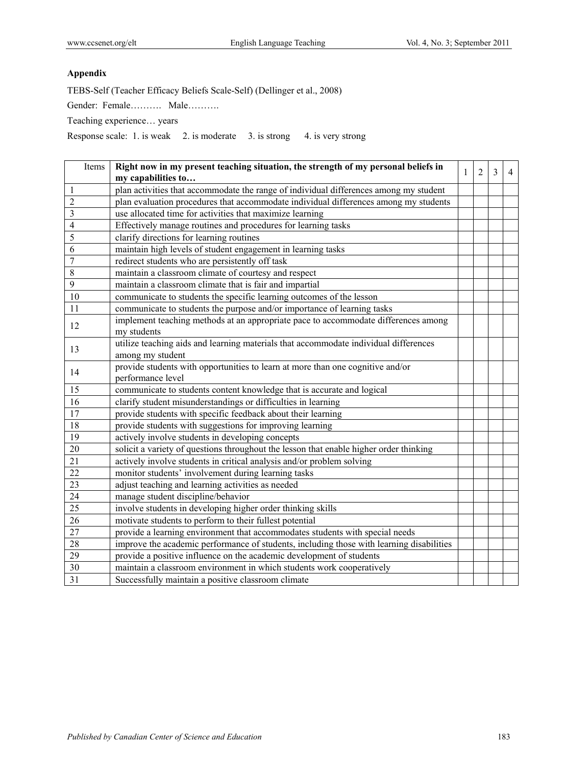## Appendix

TEBS-Self (Teacher Efficacy Beliefs Scale-Self) (Dellinger et al., 2008)

Gender: Female………. Male……….

Teaching experience… years

Response scale: 1. is weak 2. is moderate 3. is strong 4. is very strong

| Items | **Right now in my present teaching situation, the strength of my personal beliefs in my capabilities to…** | 1 | 2 | 3 | 4 |
|---|---|---|---|---|---|
| 1 | plan activities that accommodate the range of individual differences among my student | | | | |
| 2 | plan evaluation procedures that accommodate individual differences among my students | | | | |
| 3 | use allocated time for activities that maximize learning | | | | |
| 4 | Effectively manage routines and procedures for learning tasks | | | | |
| 5 | clarify directions for learning routines | | | | |
| 6 | maintain high levels of student engagement in learning tasks | | | | |
| 7 | redirect students who are persistently off task | | | | |
| 8 | maintain a classroom climate of courtesy and respect | | | | |
| 9 | maintain a classroom climate that is fair and impartial | | | | |
| 10 | communicate to students the specific learning outcomes of the lesson | | | | |
| 11 | communicate to students the purpose and/or importance of learning tasks | | | | |
| 12 | implement teaching methods at an appropriate pace to accommodate differences among my students | | | | |
| 13 | utilize teaching aids and learning materials that accommodate individual differences among my student | | | | |
| 14 | provide students with opportunities to learn at more than one cognitive and/or performance level | | | | |
| 15 | communicate to students content knowledge that is accurate and logical | | | | |
| 16 | clarify student misunderstandings or difficulties in learning | | | | |
| 17 | provide students with specific feedback about their learning | | | | |
| 18 | provide students with suggestions for improving learning | | | | |
| 19 | actively involve students in developing concepts | | | | |
| 20 | solicit a variety of questions throughout the lesson that enable higher order thinking | | | | |
| 21 | actively involve students in critical analysis and/or problem solving | | | | |
| 22 | monitor students' involvement during learning tasks | | | | |
| 23 | adjust teaching and learning activities as needed | | | | |
| 24 | manage student discipline/behavior | | | | |
| 25 | involve students in developing higher order thinking skills | | | | |
| 26 | motivate students to perform to their fullest potential | | | | |
| 27 | provide a learning environment that accommodates students with special needs | | | | |
| 28 | improve the academic performance of students, including those with learning disabilities | | | | |
| 29 | provide a positive influence on the academic development of students | | | | |
| 30 | maintain a classroom environment in which students work cooperatively | | | | |
| 31 | Successfully maintain a positive classroom climate | | | | |